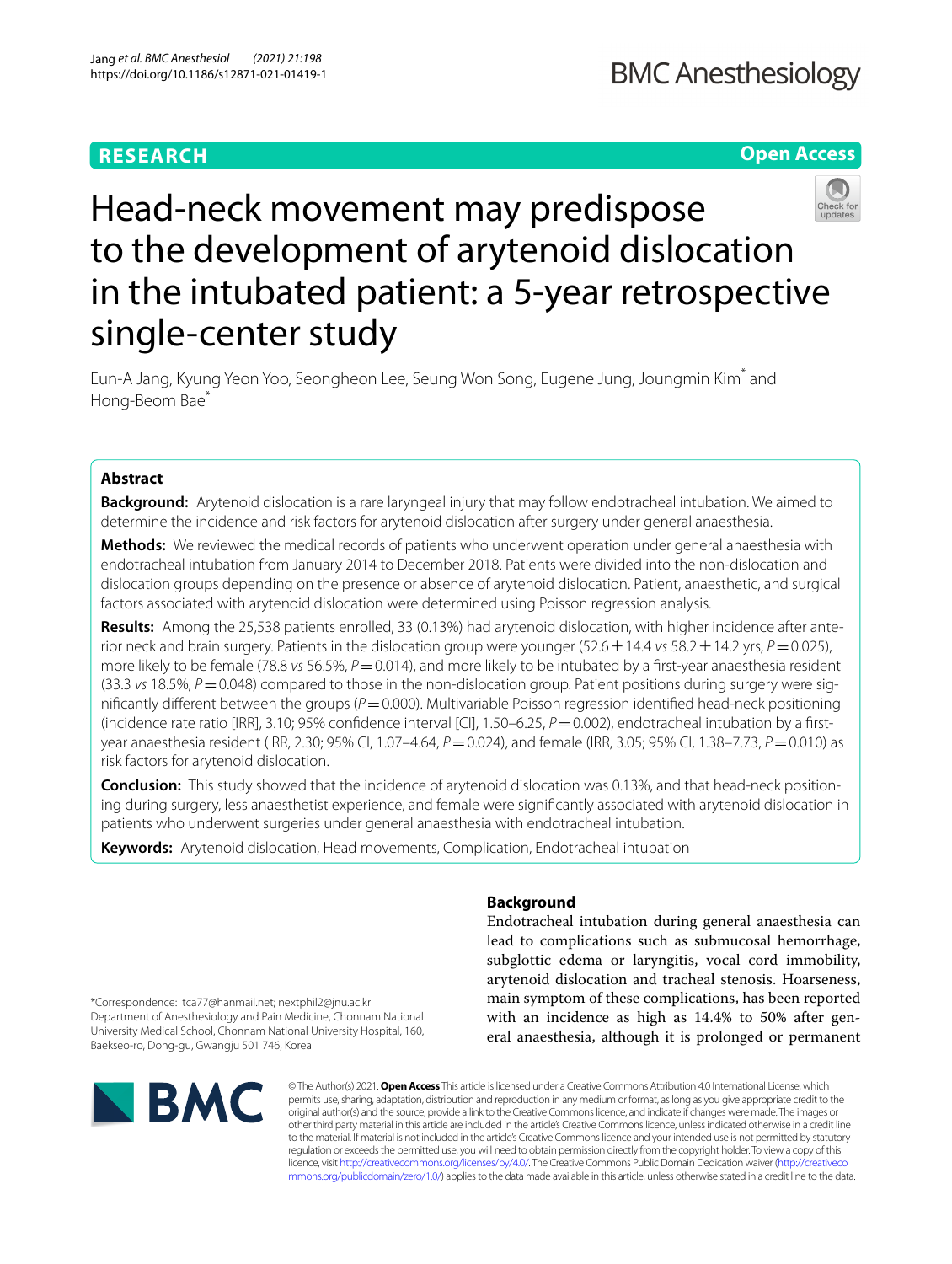RESEARCH

Open Access

# Head-neck movement may predispose to the development of arytenoid dislocation in the intubated patient: a 5-year retrospective single-center study

Eun-A Jang, Kyung Yeon Yoo, Seongheon Lee, Seung Won Song, Eugene Jung, Joungmin Kim* and Hong-Beom Bae*

## Abstract

**Background:** Arytenoid dislocation is a rare laryngeal injury that may follow endotracheal intubation. We aimed to determine the incidence and risk factors for arytenoid dislocation after surgery under general anaesthesia.

**Methods:** We reviewed the medical records of patients who underwent operation under general anaesthesia with endotracheal intubation from January 2014 to December 2018. Patients were divided into the non-dislocation and dislocation groups depending on the presence or absence of arytenoid dislocation. Patient, anaesthetic, and surgical factors associated with arytenoid dislocation were determined using Poisson regression analysis.

**Results:** Among the 25,538 patients enrolled, 33 (0.13%) had arytenoid dislocation, with higher incidence after anterior neck and brain surgery. Patients in the dislocation group were younger (52.6 ± 14.4 *vs* 58.2 ± 14.2 yrs, $P = 0.025$), more likely to be female (78.8 *vs* 56.5%, $P = 0.014$), and more likely to be intubated by a first-year anaesthesia resident (33.3 *vs* 18.5%, $P = 0.048$) compared to those in the non-dislocation group. Patient positions during surgery were significantly different between the groups ($P = 0.000$). Multivariable Poisson regression identified head-neck positioning (incidence rate ratio [IRR], 3.10; 95% confidence interval [CI], 1.50–6.25, $P = 0.002$), endotracheal intubation by a first-year anaesthesia resident (IRR, 2.30; 95% CI, 1.07–4.64, $P = 0.024$), and female (IRR, 3.05; 95% CI, 1.38–7.73, $P = 0.010$) as risk factors for arytenoid dislocation.

**Conclusion:** This study showed that the incidence of arytenoid dislocation was 0.13%, and that head-neck positioning during surgery, less anaesthetist experience, and female were significantly associated with arytenoid dislocation in patients who underwent surgeries under general anaesthesia with endotracheal intubation.

**Keywords:** Arytenoid dislocation, Head movements, Complication, Endotracheal intubation

*Correspondence: tca77@hanmail.net; nextphil2@jnu.ac.kr
Department of Anesthesiology and Pain Medicine, Chonnam National University Medical School, Chonnam National University Hospital, 160, Baekseo-ro, Dong-gu, Gwangju 501 746, Korea

## Background

Endotracheal intubation during general anaesthesia can lead to complications such as submucosal hemorrhage, subglottic edema or laryngitis, vocal cord immobility, arytenoid dislocation and tracheal stenosis. Hoarseness, main symptom of these complications, has been reported with an incidence as high as 14.4% to 50% after general anaesthesia, although it is prolonged or permanent

© The Author(s) 2021. **Open Access** This article is licensed under a Creative Commons Attribution 4.0 International License, which permits use, sharing, adaptation, distribution and reproduction in any medium or format, as long as you give appropriate credit to the original author(s) and the source, provide a link to the Creative Commons licence, and indicate if changes were made. The images or other third party material in this article are included in the article's Creative Commons licence, unless indicated otherwise in a credit line to the material. If material is not included in the article's Creative Commons licence and your intended use is not permitted by statutory regulation or exceeds the permitted use, you will need to obtain permission directly from the copyright holder. To view a copy of this licence, visit http://creativecommons.org/licenses/by/4.0/. The Creative Commons Public Domain Dedication waiver (http://creativecommons.org/publicdomain/zero/1.0/) applies to the data made available in this article, unless otherwise stated in a credit line to the data.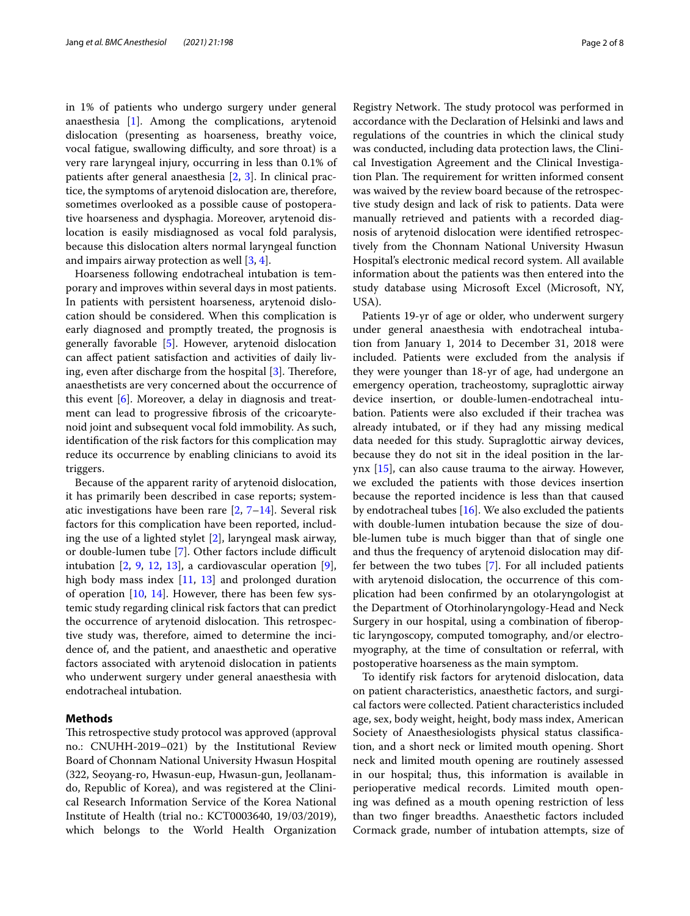in 1% of patients who undergo surgery under general anaesthesia [1]. Among the complications, arytenoid dislocation (presenting as hoarseness, breathy voice, vocal fatigue, swallowing difficulty, and sore throat) is a very rare laryngeal injury, occurring in less than 0.1% of patients after general anaesthesia [2, 3]. In clinical practice, the symptoms of arytenoid dislocation are, therefore, sometimes overlooked as a possible cause of postoperative hoarseness and dysphagia. Moreover, arytenoid dislocation is easily misdiagnosed as vocal fold paralysis, because this dislocation alters normal laryngeal function and impairs airway protection as well [3, 4].

Hoarseness following endotracheal intubation is temporary and improves within several days in most patients. In patients with persistent hoarseness, arytenoid dislocation should be considered. When this complication is early diagnosed and promptly treated, the prognosis is generally favorable [5]. However, arytenoid dislocation can affect patient satisfaction and activities of daily living, even after discharge from the hospital [3]. Therefore, anaesthetists are very concerned about the occurrence of this event [6]. Moreover, a delay in diagnosis and treatment can lead to progressive fibrosis of the cricoarytenoid joint and subsequent vocal fold immobility. As such, identification of the risk factors for this complication may reduce its occurrence by enabling clinicians to avoid its triggers.

Because of the apparent rarity of arytenoid dislocation, it has primarily been described in case reports; systematic investigations have been rare [2, 7–14]. Several risk factors for this complication have been reported, including the use of a lighted stylet [2], laryngeal mask airway, or double-lumen tube [7]. Other factors include difficult intubation [2, 9, 12, 13], a cardiovascular operation [9], high body mass index [11, 13] and prolonged duration of operation [10, 14]. However, there has been few systemic study regarding clinical risk factors that can predict the occurrence of arytenoid dislocation. This retrospective study was, therefore, aimed to determine the incidence of, and the patient, and anaesthetic and operative factors associated with arytenoid dislocation in patients who underwent surgery under general anaesthesia with endotracheal intubation.

## Methods

This retrospective study protocol was approved (approval no.: CNUHH-2019–021) by the Institutional Review Board of Chonnam National University Hwasun Hospital (322, Seoyang-ro, Hwasun-eup, Hwasun-gun, Jeollanam-do, Republic of Korea), and was registered at the Clinical Research Information Service of the Korea National Institute of Health (trial no.: KCT0003640, 19/03/2019), which belongs to the World Health Organization Registry Network. The study protocol was performed in accordance with the Declaration of Helsinki and laws and regulations of the countries in which the clinical study was conducted, including data protection laws, the Clinical Investigation Agreement and the Clinical Investigation Plan. The requirement for written informed consent was waived by the review board because of the retrospective study design and lack of risk to patients. Data were manually retrieved and patients with a recorded diagnosis of arytenoid dislocation were identified retrospectively from the Chonnam National University Hwasun Hospital's electronic medical record system. All available information about the patients was then entered into the study database using Microsoft Excel (Microsoft, NY, USA).

Patients 19-yr of age or older, who underwent surgery under general anaesthesia with endotracheal intubation from January 1, 2014 to December 31, 2018 were included. Patients were excluded from the analysis if they were younger than 18-yr of age, had undergone an emergency operation, tracheostomy, supraglottic airway device insertion, or double-lumen-endotracheal intubation. Patients were also excluded if their trachea was already intubated, or if they had any missing medical data needed for this study. Supraglottic airway devices, because they do not sit in the ideal position in the larynx [15], can also cause trauma to the airway. However, we excluded the patients with those devices insertion because the reported incidence is less than that caused by endotracheal tubes [16]. We also excluded the patients with double-lumen intubation because the size of double-lumen tube is much bigger than that of single one and thus the frequency of arytenoid dislocation may differ between the two tubes [7]. For all included patients with arytenoid dislocation, the occurrence of this complication had been confirmed by an otolaryngologist at the Department of Otorhinolaryngology-Head and Neck Surgery in our hospital, using a combination of fiberoptic laryngoscopy, computed tomography, and/or electromyography, at the time of consultation or referral, with postoperative hoarseness as the main symptom.

To identify risk factors for arytenoid dislocation, data on patient characteristics, anaesthetic factors, and surgical factors were collected. Patient characteristics included age, sex, body weight, height, body mass index, American Society of Anaesthesiologists physical status classification, and a short neck or limited mouth opening. Short neck and limited mouth opening are routinely assessed in our hospital; thus, this information is available in perioperative medical records. Limited mouth opening was defined as a mouth opening restriction of less than two finger breadths. Anaesthetic factors included Cormack grade, number of intubation attempts, size of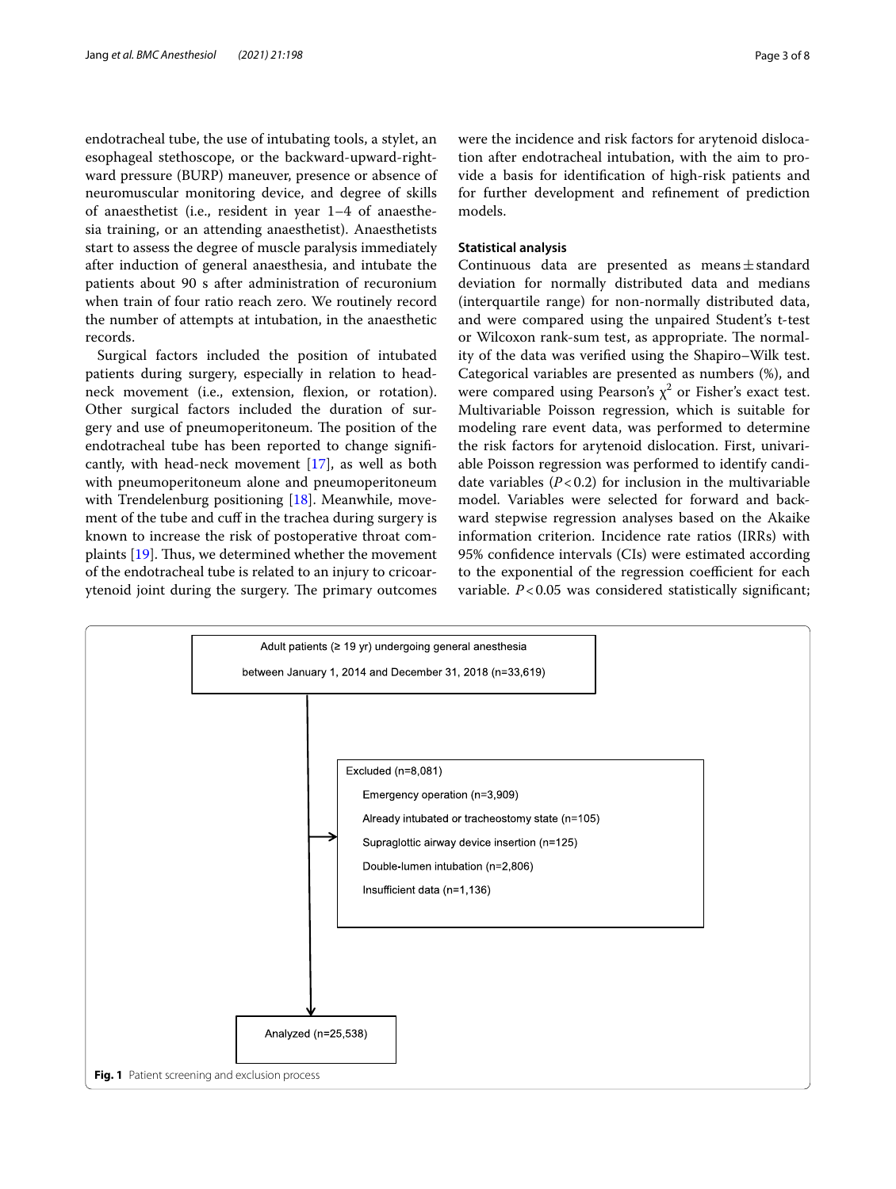endotracheal tube, the use of intubating tools, a stylet, an esophageal stethoscope, or the backward-upward-rightward pressure (BURP) maneuver, presence or absence of neuromuscular monitoring device, and degree of skills of anaesthetist (i.e., resident in year 1–4 of anaesthesia training, or an attending anaesthetist). Anaesthetists start to assess the degree of muscle paralysis immediately after induction of general anaesthesia, and intubate the patients about 90 s after administration of recuronium when train of four ratio reach zero. We routinely record the number of attempts at intubation, in the anaesthetic records.

Surgical factors included the position of intubated patients during surgery, especially in relation to head-neck movement (i.e., extension, flexion, or rotation). Other surgical factors included the duration of surgery and use of pneumoperitoneum. The position of the endotracheal tube has been reported to change significantly, with head-neck movement [17], as well as both with pneumoperitoneum alone and pneumoperitoneum with Trendelenburg positioning [18]. Meanwhile, movement of the tube and cuff in the trachea during surgery is known to increase the risk of postoperative throat complaints [19]. Thus, we determined whether the movement of the endotracheal tube is related to an injury to cricoarytenoid joint during the surgery. The primary outcomes were the incidence and risk factors for arytenoid dislocation after endotracheal intubation, with the aim to provide a basis for identification of high-risk patients and for further development and refinement of prediction models.

### Statistical analysis

Continuous data are presented as means ± standard deviation for normally distributed data and medians (interquartile range) for non-normally distributed data, and were compared using the unpaired Student's t-test or Wilcoxon rank-sum test, as appropriate. The normality of the data was verified using the Shapiro–Wilk test. Categorical variables are presented as numbers (%), and were compared using Pearson's $\chi^2$ or Fisher's exact test. Multivariable Poisson regression, which is suitable for modeling rare event data, was performed to determine the risk factors for arytenoid dislocation. First, univariable Poisson regression was performed to identify candidate variables ($P < 0.2$) for inclusion in the multivariable model. Variables were selected for forward and backward stepwise regression analyses based on the Akaike information criterion. Incidence rate ratios (IRRs) with 95% confidence intervals (CIs) were estimated according to the exponential of the regression coefficient for each variable. $P < 0.05$ was considered statistically significant;

Adult patients (≥ 19 yr) undergoing general anesthesia between January 1, 2014 and December 31, 2018 (n=33,619)

Excluded (n=8,081)
- Emergency operation (n=3,909)
- Already intubated or tracheostomy state (n=105)
- Supraglottic airway device insertion (n=125)
- Double-lumen intubation (n=2,806)
- Insufficient data (n=1,136)

Analyzed (n=25,538)

**Fig. 1** Patient screening and exclusion process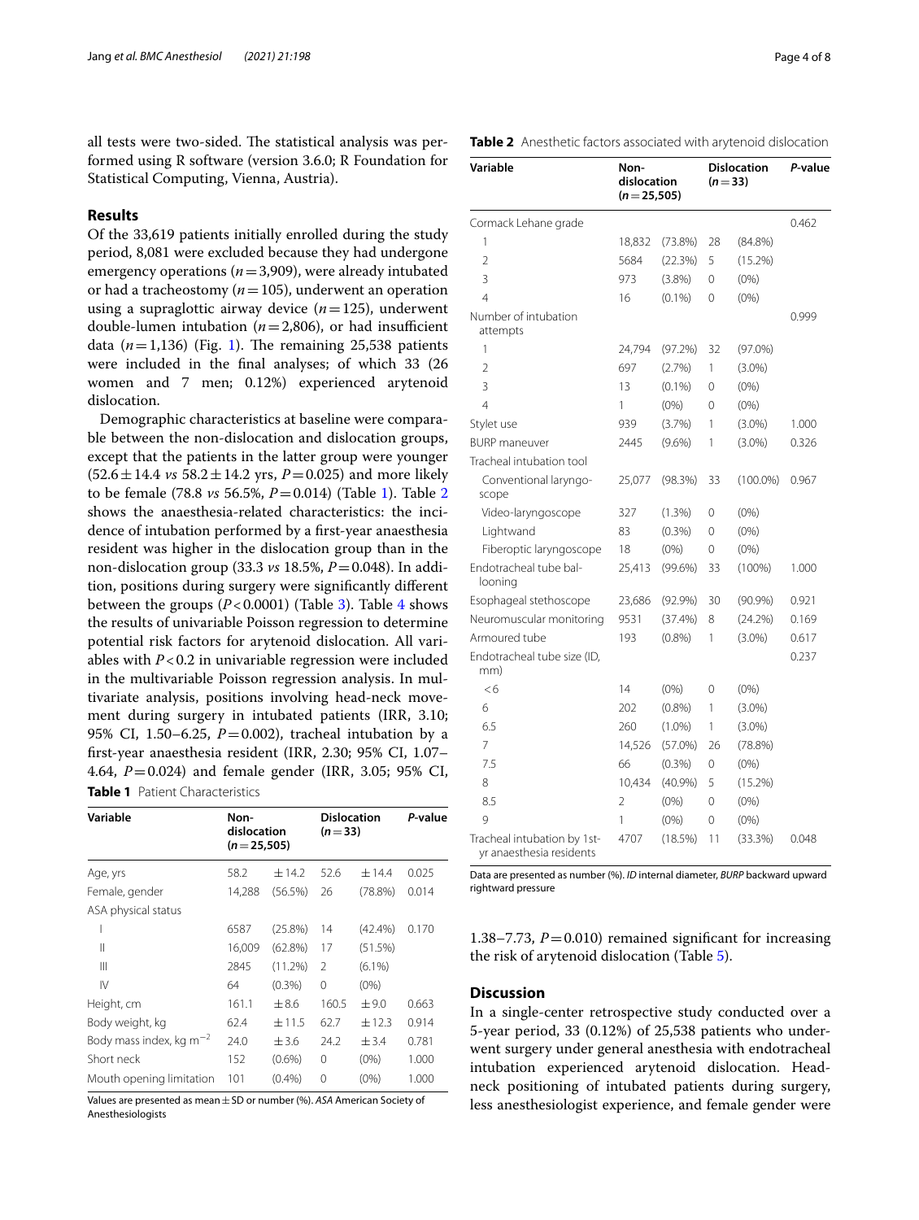all tests were two-sided. The statistical analysis was performed using R software (version 3.6.0; R Foundation for Statistical Computing, Vienna, Austria).

## Results

Of the 33,619 patients initially enrolled during the study period, 8,081 were excluded because they had undergone emergency operations ($n = 3{,}909$), were already intubated or had a tracheostomy ($n = 105$), underwent an operation using a supraglottic airway device ($n = 125$), underwent double-lumen intubation ($n = 2{,}806$), or had insufficient data ($n = 1{,}136$) (Fig. 1). The remaining 25,538 patients were included in the final analyses; of which 33 (26 women and 7 men; 0.12%) experienced arytenoid dislocation.

Demographic characteristics at baseline were comparable between the non-dislocation and dislocation groups, except that the patients in the latter group were younger ($52.6 \pm 14.4$ *vs* $58.2 \pm 14.2$ yrs, $P = 0.025$) and more likely to be female (78.8 *vs* 56.5%, $P = 0.014$) (Table 1). Table 2 shows the anaesthesia-related characteristics: the incidence of intubation performed by a first-year anaesthesia resident was higher in the dislocation group than in the non-dislocation group (33.3 *vs* 18.5%, $P = 0.048$). In addition, positions during surgery were significantly different between the groups ($P < 0.0001$) (Table 3). Table 4 shows the results of univariable Poisson regression to determine potential risk factors for arytenoid dislocation. All variables with $P < 0.2$ in univariable regression were included in the multivariable Poisson regression analysis. In multivariate analysis, positions involving head-neck movement during surgery in intubated patients (IRR, 3.10; 95% CI, 1.50–6.25, $P = 0.002$), tracheal intubation by a first-year anaesthesia resident (IRR, 2.30; 95% CI, 1.07–4.64, $P = 0.024$) and female gender (IRR, 3.05; 95% CI, 1.38–7.73, $P = 0.010$) remained significant for increasing the risk of arytenoid dislocation (Table 5).

**Table 1** Patient Characteristics

| Variable | Non-dislocation ($n = 25{,}505$) | | Dislocation ($n = 33$) | | *P*-value |
|---|---|---|---|---|---|
| Age, yrs | 58.2 | ± 14.2 | 52.6 | ± 14.4 | 0.025 |
| Female, gender | 14,288 | (56.5%) | 26 | (78.8%) | 0.014 |
| ASA physical status | | | | | |
| I | 6587 | (25.8%) | 14 | (42.4%) | 0.170 |
| II | 16,009 | (62.8%) | 17 | (51.5%) | |
| III | 2845 | (11.2%) | 2 | (6.1%) | |
| IV | 64 | (0.3%) | 0 | (0%) | |
| Height, cm | 161.1 | ± 8.6 | 160.5 | ± 9.0 | 0.663 |
| Body weight, kg | 62.4 | ± 11.5 | 62.7 | ± 12.3 | 0.914 |
| Body mass index, kg $m^{-2}$ | 24.0 | ± 3.6 | 24.2 | ± 3.4 | 0.781 |
| Short neck | 152 | (0.6%) | 0 | (0%) | 1.000 |
| Mouth opening limitation | 101 | (0.4%) | 0 | (0%) | 1.000 |

Values are presented as mean ± SD or number (%). *ASA* American Society of Anesthesiologists

**Table 2** Anesthetic factors associated with arytenoid dislocation

| Variable | Non-dislocation ($n = 25{,}505$) | | Dislocation ($n = 33$) | | *P*-value |
|---|---|---|---|---|---|
| Cormack Lehane grade | | | | | 0.462 |
| 1 | 18,832 | (73.8%) | 28 | (84.8%) | |
| 2 | 5684 | (22.3%) | 5 | (15.2%) | |
| 3 | 973 | (3.8%) | 0 | (0%) | |
| 4 | 16 | (0.1%) | 0 | (0%) | |
| Number of intubation attempts | | | | | 0.999 |
| 1 | 24,794 | (97.2%) | 32 | (97.0%) | |
| 2 | 697 | (2.7%) | 1 | (3.0%) | |
| 3 | 13 | (0.1%) | 0 | (0%) | |
| 4 | 1 | (0%) | 0 | (0%) | |
| Stylet use | 939 | (3.7%) | 1 | (3.0%) | 1.000 |
| BURP maneuver | 2445 | (9.6%) | 1 | (3.0%) | 0.326 |
| Tracheal intubation tool | | | | | |
| Conventional laryngoscope | 25,077 | (98.3%) | 33 | (100.0%) | 0.967 |
| Video-laryngoscope | 327 | (1.3%) | 0 | (0%) | |
| Lightwand | 83 | (0.3%) | 0 | (0%) | |
| Fiberoptic laryngoscope | 18 | (0%) | 0 | (0%) | |
| Endotracheal tube ballooning | 25,413 | (99.6%) | 33 | (100%) | 1.000 |
| Esophageal stethoscope | 23,686 | (92.9%) | 30 | (90.9%) | 0.921 |
| Neuromuscular monitoring | 9531 | (37.4%) | 8 | (24.2%) | 0.169 |
| Armoured tube | 193 | (0.8%) | 1 | (3.0%) | 0.617 |
| Endotracheal tube size (ID, mm) | | | | | 0.237 |
| <6 | 14 | (0%) | 0 | (0%) | |
| 6 | 202 | (0.8%) | 1 | (3.0%) | |
| 6.5 | 260 | (1.0%) | 1 | (3.0%) | |
| 7 | 14,526 | (57.0%) | 26 | (78.8%) | |
| 7.5 | 66 | (0.3%) | 0 | (0%) | |
| 8 | 10,434 | (40.9%) | 5 | (15.2%) | |
| 8.5 | 2 | (0%) | 0 | (0%) | |
| 9 | 1 | (0%) | 0 | (0%) | |
| Tracheal intubation by 1st-yr anaesthesia residents | 4707 | (18.5%) | 11 | (33.3%) | 0.048 |

Data are presented as number (%). *ID* internal diameter, *BURP* backward upward rightward pressure

## Discussion

In a single-center retrospective study conducted over a 5-year period, 33 (0.12%) of 25,538 patients who underwent surgery under general anesthesia with endotracheal intubation experienced arytenoid dislocation. Head-neck positioning of intubated patients during surgery, less anesthesiologist experience, and female gender were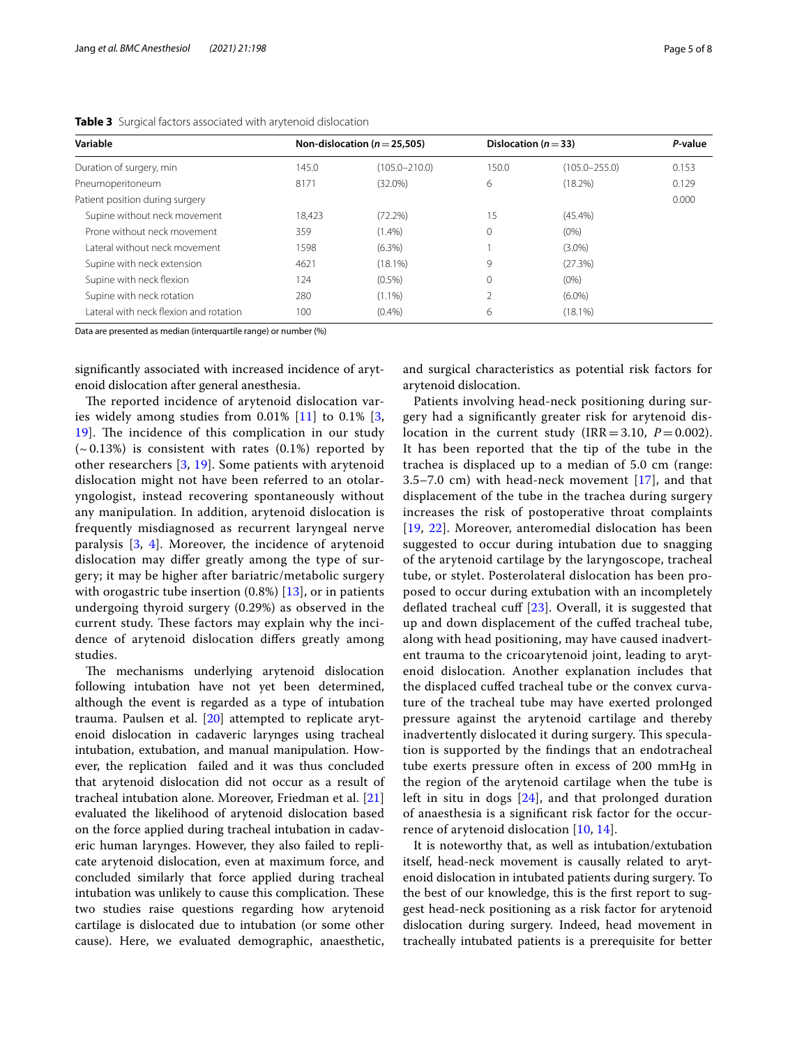**Table 3** Surgical factors associated with arytenoid dislocation

| Variable | Non-dislocation ($n = 25{,}505$) | | Dislocation ($n = 33$) | | *P*-value |
|---|---|---|---|---|---|
| Duration of surgery, min | 145.0 | (105.0–210.0) | 150.0 | (105.0–255.0) | 0.153 |
| Pneumoperitoneum | 8171 | (32.0%) | 6 | (18.2%) | 0.129 |
| Patient position during surgery | | | | | 0.000 |
| Supine without neck movement | 18,423 | (72.2%) | 15 | (45.4%) | |
| Prone without neck movement | 359 | (1.4%) | 0 | (0%) | |
| Lateral without neck movement | 1598 | (6.3%) | 1 | (3.0%) | |
| Supine with neck extension | 4621 | (18.1%) | 9 | (27.3%) | |
| Supine with neck flexion | 124 | (0.5%) | 0 | (0%) | |
| Supine with neck rotation | 280 | (1.1%) | 2 | (6.0%) | |
| Lateral with neck flexion and rotation | 100 | (0.4%) | 6 | (18.1%) | |

Data are presented as median (interquartile range) or number (%)

significantly associated with increased incidence of arytenoid dislocation after general anesthesia.

The reported incidence of arytenoid dislocation varies widely among studies from 0.01% [11] to 0.1% [3, 19]. The incidence of this complication in our study (~0.13%) is consistent with rates (0.1%) reported by other researchers [3, 19]. Some patients with arytenoid dislocation might not have been referred to an otolaryngologist, instead recovering spontaneously without any manipulation. In addition, arytenoid dislocation is frequently misdiagnosed as recurrent laryngeal nerve paralysis [3, 4]. Moreover, the incidence of arytenoid dislocation may differ greatly among the type of surgery; it may be higher after bariatric/metabolic surgery with orogastric tube insertion (0.8%) [13], or in patients undergoing thyroid surgery (0.29%) as observed in the current study. These factors may explain why the incidence of arytenoid dislocation differs greatly among studies.

The mechanisms underlying arytenoid dislocation following intubation have not yet been determined, although the event is regarded as a type of intubation trauma. Paulsen et al. [20] attempted to replicate arytenoid dislocation in cadaveric larynges using tracheal intubation, extubation, and manual manipulation. However, the replication failed and it was thus concluded that arytenoid dislocation did not occur as a result of tracheal intubation alone. Moreover, Friedman et al. [21] evaluated the likelihood of arytenoid dislocation based on the force applied during tracheal intubation in cadaveric human larynges. However, they also failed to replicate arytenoid dislocation, even at maximum force, and concluded similarly that force applied during tracheal intubation was unlikely to cause this complication. These two studies raise questions regarding how arytenoid cartilage is dislocated due to intubation (or some other cause). Here, we evaluated demographic, anaesthetic, and surgical characteristics as potential risk factors for arytenoid dislocation.

Patients involving head-neck positioning during surgery had a significantly greater risk for arytenoid dislocation in the current study (IRR = 3.10, $P = 0.002$). It has been reported that the tip of the tube in the trachea is displaced up to a median of 5.0 cm (range: 3.5–7.0 cm) with head-neck movement [17], and that displacement of the tube in the trachea during surgery increases the risk of postoperative throat complaints [19, 22]. Moreover, anteromedial dislocation has been suggested to occur during intubation due to snagging of the arytenoid cartilage by the laryngoscope, tracheal tube, or stylet. Posterolateral dislocation has been proposed to occur during extubation with an incompletely deflated tracheal cuff [23]. Overall, it is suggested that up and down displacement of the cuffed tracheal tube, along with head positioning, may have caused inadvertent trauma to the cricoarytenoid joint, leading to arytenoid dislocation. Another explanation includes that the displaced cuffed tracheal tube or the convex curvature of the tracheal tube may have exerted prolonged pressure against the arytenoid cartilage and thereby inadvertently dislocated it during surgery. This speculation is supported by the findings that an endotracheal tube exerts pressure often in excess of 200 mmHg in the region of the arytenoid cartilage when the tube is left in situ in dogs [24], and that prolonged duration of anaesthesia is a significant risk factor for the occurrence of arytenoid dislocation [10, 14].

It is noteworthy that, as well as intubation/extubation itself, head-neck movement is causally related to arytenoid dislocation in intubated patients during surgery. To the best of our knowledge, this is the first report to suggest head-neck positioning as a risk factor for arytenoid dislocation during surgery. Indeed, head movement in tracheally intubated patients is a prerequisite for better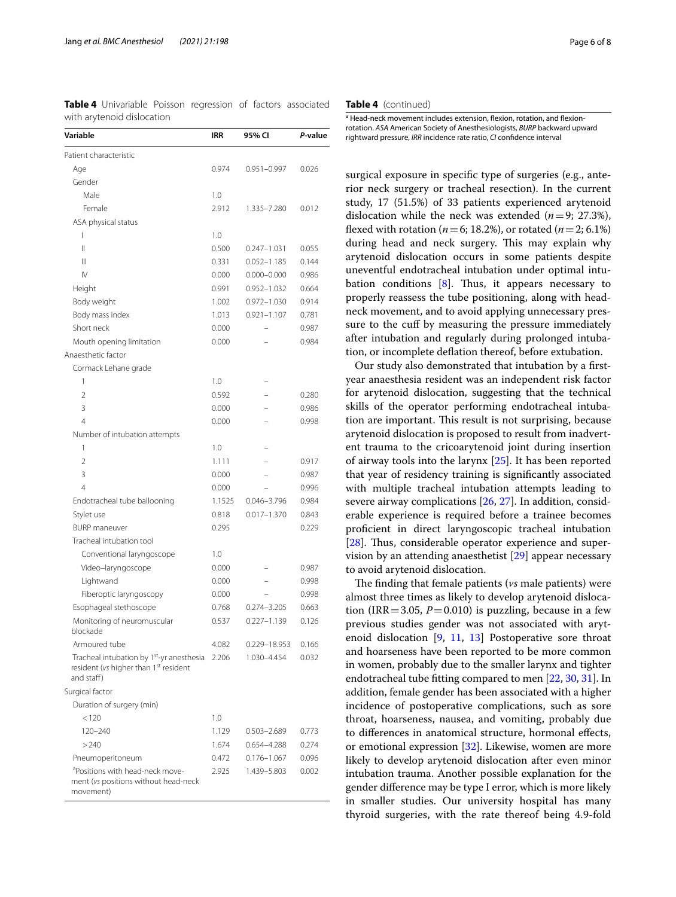**Table 4** Univariable Poisson regression of factors associated with arytenoid dislocation

| Variable | IRR | 95% CI | *P*-value |
|---|---|---|---|
| Patient characteristic | | | |
| Age | 0.974 | 0.951–0.997 | 0.026 |
| Gender | | | |
| Male | 1.0 | | |
| Female | 2.912 | 1.335–7.280 | 0.012 |
| ASA physical status | | | |
| I | 1.0 | | |
| II | 0.500 | 0.247–1.031 | 0.055 |
| III | 0.331 | 0.052–1.185 | 0.144 |
| IV | 0.000 | 0.000–0.000 | 0.986 |
| Height | 0.991 | 0.952–1.032 | 0.664 |
| Body weight | 1.002 | 0.972–1.030 | 0.914 |
| Body mass index | 1.013 | 0.921–1.107 | 0.781 |
| Short neck | 0.000 | – | 0.987 |
| Mouth opening limitation | 0.000 | – | 0.984 |
| Anaesthetic factor | | | |
| Cormack Lehane grade | | | |
| 1 | 1.0 | – | |
| 2 | 0.592 | – | 0.280 |
| 3 | 0.000 | – | 0.986 |
| 4 | 0.000 | – | 0.998 |
| Number of intubation attempts | | | |
| 1 | 1.0 | – | |
| 2 | 1.111 | – | 0.917 |
| 3 | 0.000 | – | 0.987 |
| 4 | 0.000 | – | 0.996 |
| Endotracheal tube ballooning | 1.1525 | 0.046–3.796 | 0.984 |
| Stylet use | 0.818 | 0.017–1.370 | 0.843 |
| BURP maneuver | 0.295 | | 0.229 |
| Tracheal intubation tool | | | |
| Conventional laryngoscope | 1.0 | | |
| Video–laryngoscope | 0.000 | – | 0.987 |
| Lightwand | 0.000 | – | 0.998 |
| Fiberoptic laryngoscopy | 0.000 | – | 0.998 |
| Esophageal stethoscope | 0.768 | 0.274–3.205 | 0.663 |
| Monitoring of neuromuscular blockade | 0.537 | 0.227–1.139 | 0.126 |
| Armoured tube | 4.082 | 0.229–18.953 | 0.166 |
| Tracheal intubation by 1st-yr anesthesia resident (*vs* higher than 1st resident and staff) | 2.206 | 1.030–4.454 | 0.032 |
| Surgical factor | | | |
| Duration of surgery (min) | | | |
| < 120 | 1.0 | | |
| 120–240 | 1.129 | 0.503–2.689 | 0.773 |
| > 240 | 1.674 | 0.654–4.288 | 0.274 |
| Pneumoperitoneum | 0.472 | 0.176–1.067 | 0.096 |
| [a]Positions with head-neck movement (*vs* positions without head-neck movement) | 2.925 | 1.439–5.803 | 0.002 |

[a] Head-neck movement includes extension, flexion, rotation, and flexion-rotation. *ASA* American Society of Anesthesiologists, *BURP* backward upward rightward pressure, *IRR* incidence rate ratio, *CI* confidence interval

surgical exposure in specific type of surgeries (e.g., anterior neck surgery or tracheal resection). In the current study, 17 (51.5%) of 33 patients experienced arytenoid dislocation while the neck was extended ($n=9$; 27.3%), flexed with rotation ($n=6$; 18.2%), or rotated ($n=2$; 6.1%) during head and neck surgery. This may explain why arytenoid dislocation occurs in some patients despite uneventful endotracheal intubation under optimal intubation conditions [8]. Thus, it appears necessary to properly reassess the tube positioning, along with head-neck movement, and to avoid applying unnecessary pressure to the cuff by measuring the pressure immediately after intubation and regularly during prolonged intubation, or incomplete deflation thereof, before extubation.

Our study also demonstrated that intubation by a first-year anaesthesia resident was an independent risk factor for arytenoid dislocation, suggesting that the technical skills of the operator performing endotracheal intubation are important. This result is not surprising, because arytenoid dislocation is proposed to result from inadvertent trauma to the cricoarytenoid joint during insertion of airway tools into the larynx [25]. It has been reported that year of residency training is significantly associated with multiple tracheal intubation attempts leading to severe airway complications [26, 27]. In addition, considerable experience is required before a trainee becomes proficient in direct laryngoscopic tracheal intubation [28]. Thus, considerable operator experience and supervision by an attending anaesthetist [29] appear necessary to avoid arytenoid dislocation.

The finding that female patients (*vs* male patients) were almost three times as likely to develop arytenoid dislocation (IRR = 3.05, $P=0.010$) is puzzling, because in a few previous studies gender was not associated with arytenoid dislocation [9, 11, 13] Postoperative sore throat and hoarseness have been reported to be more common in women, probably due to the smaller larynx and tighter endotracheal tube fitting compared to men [22, 30, 31]. In addition, female gender has been associated with a higher incidence of postoperative complications, such as sore throat, hoarseness, nausea, and vomiting, probably due to differences in anatomical structure, hormonal effects, or emotional expression [32]. Likewise, women are more likely to develop arytenoid dislocation after even minor intubation trauma. Another possible explanation for the gender difference may be type I error, which is more likely in smaller studies. Our university hospital has many thyroid surgeries, with the rate thereof being 4.9-fold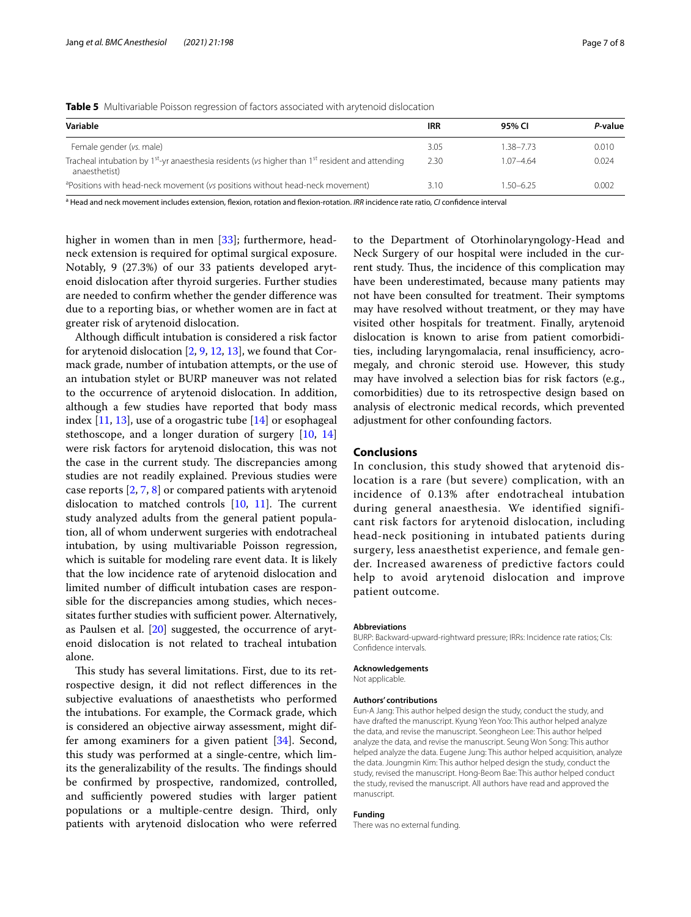**Table 5** Multivariable Poisson regression of factors associated with arytenoid dislocation

| Variable | IRR | 95% CI | *P*-value |
|---|---|---|---|
| Female gender (*vs.* male) | 3.05 | 1.38–7.73 | 0.010 |
| Tracheal intubation by 1st-yr anaesthesia residents (*vs* higher than 1st resident and attending anaesthetist) | 2.30 | 1.07–4.64 | 0.024 |
| [a]Positions with head-neck movement (*vs* positions without head-neck movement) | 3.10 | 1.50–6.25 | 0.002 |

[a] Head and neck movement includes extension, flexion, rotation and flexion-rotation. *IRR* incidence rate ratio, *CI* confidence interval

higher in women than in men [33]; furthermore, head-neck extension is required for optimal surgical exposure. Notably, 9 (27.3%) of our 33 patients developed arytenoid dislocation after thyroid surgeries. Further studies are needed to confirm whether the gender difference was due to a reporting bias, or whether women are in fact at greater risk of arytenoid dislocation.

Although difficult intubation is considered a risk factor for arytenoid dislocation [2, 9, 12, 13], we found that Cormack grade, number of intubation attempts, or the use of an intubation stylet or BURP maneuver was not related to the occurrence of arytenoid dislocation. In addition, although a few studies have reported that body mass index [11, 13], use of a orogastric tube [14] or esophageal stethoscope, and a longer duration of surgery [10, 14] were risk factors for arytenoid dislocation, this was not the case in the current study. The discrepancies among studies are not readily explained. Previous studies were case reports [2, 7, 8] or compared patients with arytenoid dislocation to matched controls [10, 11]. The current study analyzed adults from the general patient population, all of whom underwent surgeries with endotracheal intubation, by using multivariable Poisson regression, which is suitable for modeling rare event data. It is likely that the low incidence rate of arytenoid dislocation and limited number of difficult intubation cases are responsible for the discrepancies among studies, which necessitates further studies with sufficient power. Alternatively, as Paulsen et al. [20] suggested, the occurrence of arytenoid dislocation is not related to tracheal intubation alone.

This study has several limitations. First, due to its retrospective design, it did not reflect differences in the subjective evaluations of anaesthetists who performed the intubations. For example, the Cormack grade, which is considered an objective airway assessment, might differ among examiners for a given patient [34]. Second, this study was performed at a single-centre, which limits the generalizability of the results. The findings should be confirmed by prospective, randomized, controlled, and sufficiently powered studies with larger patient populations or a multiple-centre design. Third, only patients with arytenoid dislocation who were referred to the Department of Otorhinolaryngology-Head and Neck Surgery of our hospital were included in the current study. Thus, the incidence of this complication may have been underestimated, because many patients may not have been consulted for treatment. Their symptoms may have resolved without treatment, or they may have visited other hospitals for treatment. Finally, arytenoid dislocation is known to arise from patient comorbidities, including laryngomalacia, renal insufficiency, acromegaly, and chronic steroid use. However, this study may have involved a selection bias for risk factors (e.g., comorbidities) due to its retrospective design based on analysis of electronic medical records, which prevented adjustment for other confounding factors.

## Conclusions

In conclusion, this study showed that arytenoid dislocation is a rare (but severe) complication, with an incidence of 0.13% after endotracheal intubation during general anaesthesia. We identified significant risk factors for arytenoid dislocation, including head-neck positioning in intubated patients during surgery, less anaesthetist experience, and female gender. Increased awareness of predictive factors could help to avoid arytenoid dislocation and improve patient outcome.

#### Abbreviations

BURP: Backward-upward-rightward pressure; IRRs: Incidence rate ratios; CIs: Confidence intervals.

#### Acknowledgements

Not applicable.

#### Authors' contributions

Eun-A Jang: This author helped design the study, conduct the study, and have drafted the manuscript. Kyung Yeon Yoo: This author helped analyze the data, and revise the manuscript. Seongheon Lee: This author helped analyze the data, and revise the manuscript. Seung Won Song: This author helped analyze the data. Eugene Jung: This author helped acquisition, analyze the data. Joungmin Kim: This author helped design the study, conduct the study, revised the manuscript. Hong-Beom Bae: This author helped conduct the study, revised the manuscript. All authors have read and approved the manuscript.

#### Funding

There was no external funding.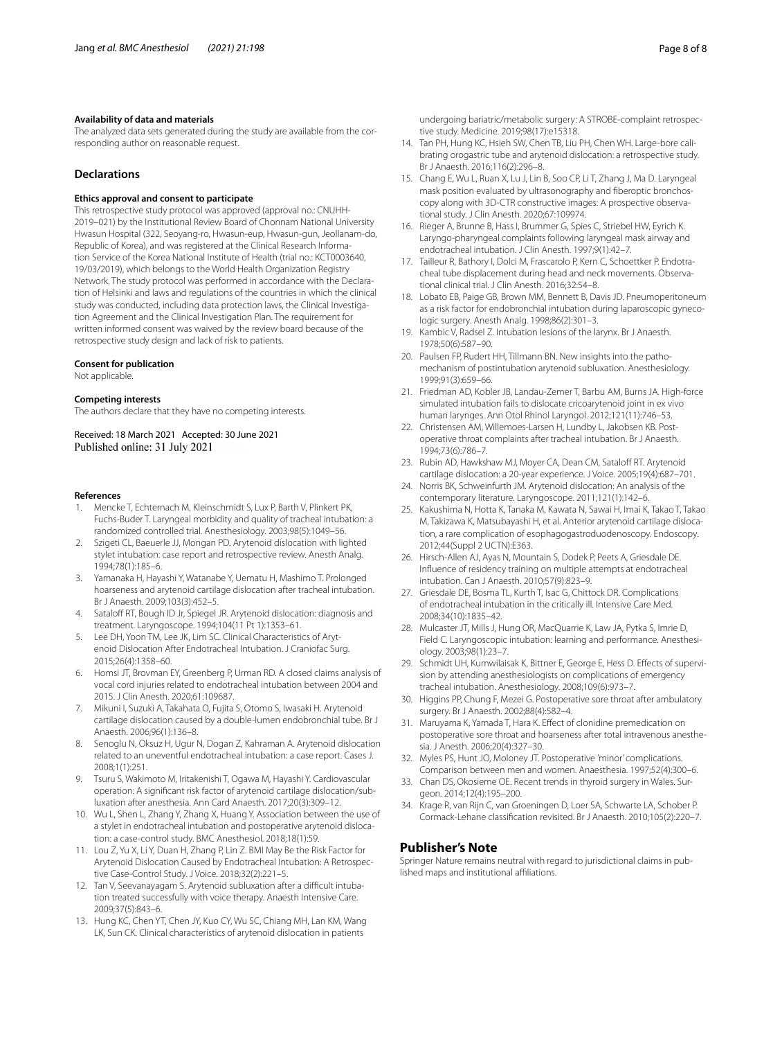#### Availability of data and materials

The analyzed data sets generated during the study are available from the corresponding author on reasonable request.

## Declarations

#### Ethics approval and consent to participate

This retrospective study protocol was approved (approval no.: CNUHH-2019–021) by the Institutional Review Board of Chonnam National University Hwasun Hospital (322, Seoyang-ro, Hwasun-eup, Hwasun-gun, Jeollanam-do, Republic of Korea), and was registered at the Clinical Research Information Service of the Korea National Institute of Health (trial no.: KCT0003640, 19/03/2019), which belongs to the World Health Organization Registry Network. The study protocol was performed in accordance with the Declaration of Helsinki and laws and regulations of the countries in which the clinical study was conducted, including data protection laws, the Clinical Investigation Agreement and the Clinical Investigation Plan. The requirement for written informed consent was waived by the review board because of the retrospective study design and lack of risk to patients.

#### Consent for publication

Not applicable.

#### Competing interests

The authors declare that they have no competing interests.

Received: 18 March 2021 Accepted: 30 June 2021
Published online: 31 July 2021

#### References

1. Mencke T, Echternach M, Kleinschmidt S, Lux P, Barth V, Plinkert PK, Fuchs-Buder T. Laryngeal morbidity and quality of tracheal intubation: a randomized controlled trial. Anesthesiology. 2003;98(5):1049–56.
2. Szigeti CL, Baeuerle JJ, Mongan PD. Arytenoid dislocation with lighted stylet intubation: case report and retrospective review. Anesth Analg. 1994;78(1):185–6.
3. Yamanaka H, Hayashi Y, Watanabe Y, Uematu H, Mashimo T. Prolonged hoarseness and arytenoid cartilage dislocation after tracheal intubation. Br J Anaesth. 2009;103(3):452–5.
4. Sataloff RT, Bough ID Jr, Spiegel JR. Arytenoid dislocation: diagnosis and treatment. Laryngoscope. 1994;104(11 Pt 1):1353–61.
5. Lee DH, Yoon TM, Lee JK, Lim SC. Clinical Characteristics of Arytenoid Dislocation After Endotracheal Intubation. J Craniofac Surg. 2015;26(4):1358–60.
6. Homsi JT, Brovman EY, Greenberg P, Urman RD. A closed claims analysis of vocal cord injuries related to endotracheal intubation between 2004 and 2015. J Clin Anesth. 2020;61:109687.
7. Mikuni I, Suzuki A, Takahata O, Fujita S, Otomo S, Iwasaki H. Arytenoid cartilage dislocation caused by a double-lumen endobronchial tube. Br J Anaesth. 2006;96(1):136–8.
8. Senoglu N, Oksuz H, Ugur N, Dogan Z, Kahraman A. Arytenoid dislocation related to an uneventful endotracheal intubation: a case report. Cases J. 2008;1(1):251.
9. Tsuru S, Wakimoto M, Iritakenishi T, Ogawa M, Hayashi Y. Cardiovascular operation: A significant risk factor of arytenoid cartilage dislocation/subluxation after anesthesia. Ann Card Anaesth. 2017;20(3):309–12.
10. Wu L, Shen L, Zhang Y, Zhang X, Huang Y. Association between the use of a stylet in endotracheal intubation and postoperative arytenoid dislocation: a case-control study. BMC Anesthesiol. 2018;18(1):59.
11. Lou Z, Yu X, Li Y, Duan H, Zhang P, Lin Z. BMI May Be the Risk Factor for Arytenoid Dislocation Caused by Endotracheal Intubation: A Retrospective Case-Control Study. J Voice. 2018;32(2):221–5.
12. Tan V, Seevanayagam S. Arytenoid subluxation after a difficult intubation treated successfully with voice therapy. Anaesth Intensive Care. 2009;37(5):843–6.
13. Hung KC, Chen YT, Chen JY, Kuo CY, Wu SC, Chiang MH, Lan KM, Wang LK, Sun CK. Clinical characteristics of arytenoid dislocation in patients undergoing bariatric/metabolic surgery: A STROBE-complaint retrospective study. Medicine. 2019;98(17):e15318.
14. Tan PH, Hung KC, Hsieh SW, Chen TB, Liu PH, Chen WH. Large-bore calibrating orogastric tube and arytenoid dislocation: a retrospective study. Br J Anaesth. 2016;116(2):296–8.
15. Chang E, Wu L, Ruan X, Lu J, Lin B, Soo CP, Li T, Zhang J, Ma D. Laryngeal mask position evaluated by ultrasonography and fiberoptic bronchoscopy along with 3D-CTR constructive images: A prospective observational study. J Clin Anesth. 2020;67:109974.
16. Rieger A, Brunne B, Hass I, Brummer G, Spies C, Striebel HW, Eyrich K. Laryngo-pharyngeal complaints following laryngeal mask airway and endotracheal intubation. J Clin Anesth. 1997;9(1):42–7.
17. Tailleur R, Bathory I, Dolci M, Frascarolo P, Kern C, Schoettker P. Endotracheal tube displacement during head and neck movements. Observational clinical trial. J Clin Anesth. 2016;32:54–8.
18. Lobato EB, Paige GB, Brown MM, Bennett B, Davis JD. Pneumoperitoneum as a risk factor for endobronchial intubation during laparoscopic gynecologic surgery. Anesth Analg. 1998;86(2):301–3.
19. Kambic V, Radsel Z. Intubation lesions of the larynx. Br J Anaesth. 1978;50(6):587–90.
20. Paulsen FP, Rudert HH, Tillmann BN. New insights into the pathomechanism of postintubation arytenoid subluxation. Anesthesiology. 1999;91(3):659–66.
21. Friedman AD, Kobler JB, Landau-Zemer T, Barbu AM, Burns JA. High-force simulated intubation fails to dislocate cricoarytenoid joint in ex vivo human larynges. Ann Otol Rhinol Laryngol. 2012;121(11):746–53.
22. Christensen AM, Willemoes-Larsen H, Lundby L, Jakobsen KB. Postoperative throat complaints after tracheal intubation. Br J Anaesth. 1994;73(6):786–7.
23. Rubin AD, Hawkshaw MJ, Moyer CA, Dean CM, Sataloff RT. Arytenoid cartilage dislocation: a 20-year experience. J Voice. 2005;19(4):687–701.
24. Norris BK, Schweinfurth JM. Arytenoid dislocation: An analysis of the contemporary literature. Laryngoscope. 2011;121(1):142–6.
25. Kakushima N, Hotta K, Tanaka M, Kawata N, Sawai H, Imai K, Takao T, Takao M, Takizawa K, Matsubayashi H, et al. Anterior arytenoid cartilage dislocation, a rare complication of esophagogastroduodenoscopy. Endoscopy. 2012;44(Suppl 2 UCTN):E363.
26. Hirsch-Allen AJ, Ayas N, Mountain S, Dodek P, Peets A, Griesdale DE. Influence of residency training on multiple attempts at endotracheal intubation. Can J Anaesth. 2010;57(9):823–9.
27. Griesdale DE, Bosma TL, Kurth T, Isac G, Chittock DR. Complications of endotracheal intubation in the critically ill. Intensive Care Med. 2008;34(10):1835–42.
28. Mulcaster JT, Mills J, Hung OR, MacQuarrie K, Law JA, Pytka S, Imrie D, Field C. Laryngoscopic intubation: learning and performance. Anesthesiology. 2003;98(1):23–7.
29. Schmidt UH, Kumwilaisak K, Bittner E, George E, Hess D. Effects of supervision by attending anesthesiologists on complications of emergency tracheal intubation. Anesthesiology. 2008;109(6):973–7.
30. Higgins PP, Chung F, Mezei G. Postoperative sore throat after ambulatory surgery. Br J Anaesth. 2002;88(4):582–4.
31. Maruyama K, Yamada T, Hara K. Effect of clonidine premedication on postoperative sore throat and hoarseness after total intravenous anesthesia. J Anesth. 2006;20(4):327–30.
32. Myles PS, Hunt JO, Moloney JT. Postoperative 'minor' complications. Comparison between men and women. Anaesthesia. 1997;52(4):300–6.
33. Chan DS, Okosieme OE. Recent trends in thyroid surgery in Wales. Surgeon. 2014;12(4):195–200.
34. Krage R, van Rijn C, van Groeningen D, Loer SA, Schwarte LA, Schober P. Cormack-Lehane classification revisited. Br J Anaesth. 2010;105(2):220–7.

## Publisher's Note

Springer Nature remains neutral with regard to jurisdictional claims in published maps and institutional affiliations.